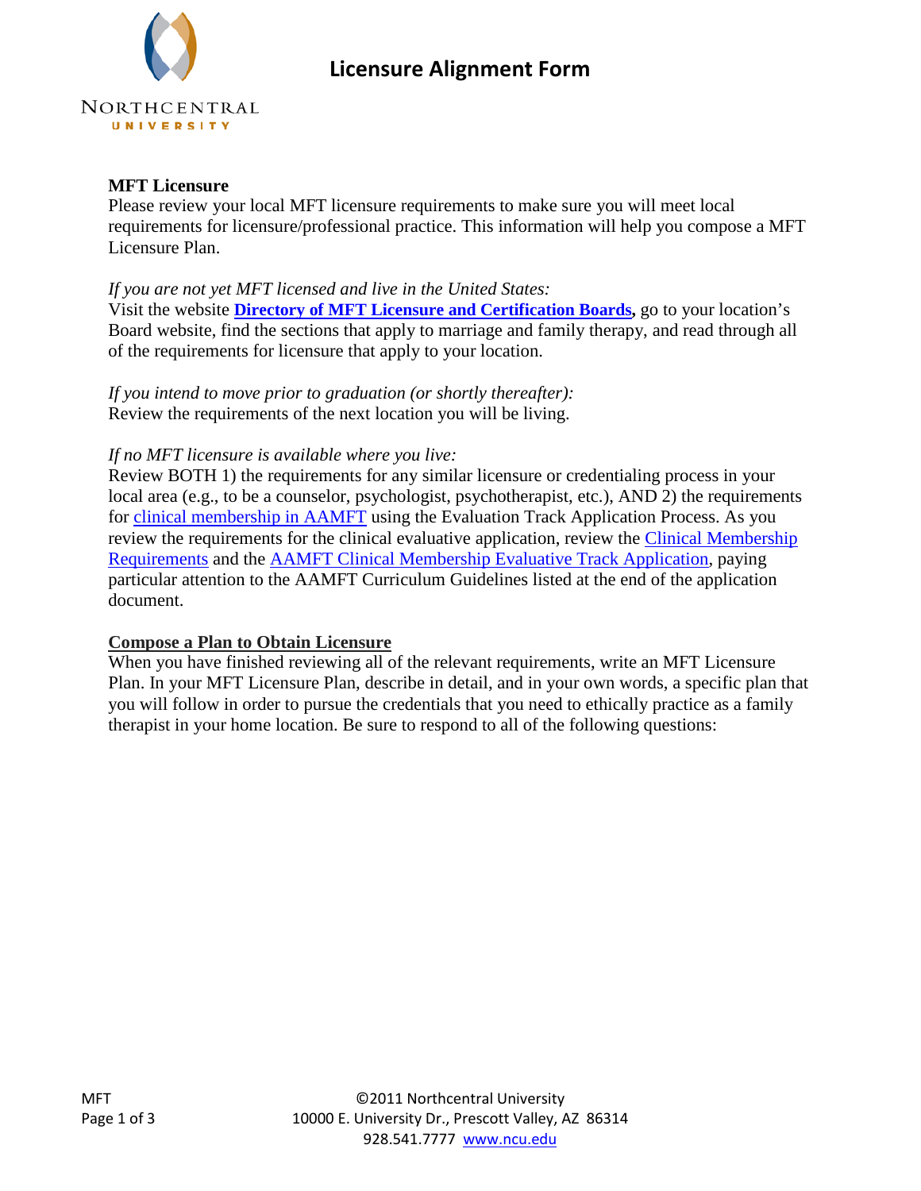# Licensure Alignment Form

**MFT Licensure**

Please review your local MFT licensure requirements to make sure you will meet local requirements for licensure/professional practice. This information will help you compose a MFT Licensure Plan.

*If you are not yet MFT licensed and live in the United States:*
Visit the website **Directory of MFT Licensure and Certification Boards,** go to your location's Board website, find the sections that apply to marriage and family therapy, and read through all of the requirements for licensure that apply to your location.

*If you intend to move prior to graduation (or shortly thereafter):*
Review the requirements of the next location you will be living.

*If no MFT licensure is available where you live:*
Review BOTH 1) the requirements for any similar licensure or credentialing process in your local area (e.g., to be a counselor, psychologist, psychotherapist, etc.), AND 2) the requirements for clinical membership in AAMFT using the Evaluation Track Application Process. As you review the requirements for the clinical evaluative application, review the Clinical Membership Requirements and the AAMFT Clinical Membership Evaluative Track Application, paying particular attention to the AAMFT Curriculum Guidelines listed at the end of the application document.

**Compose a Plan to Obtain Licensure**

When you have finished reviewing all of the relevant requirements, write an MFT Licensure Plan. In your MFT Licensure Plan, describe in detail, and in your own words, a specific plan that you will follow in order to pursue the credentials that you need to ethically practice as a family therapist in your home location. Be sure to respond to all of the following questions: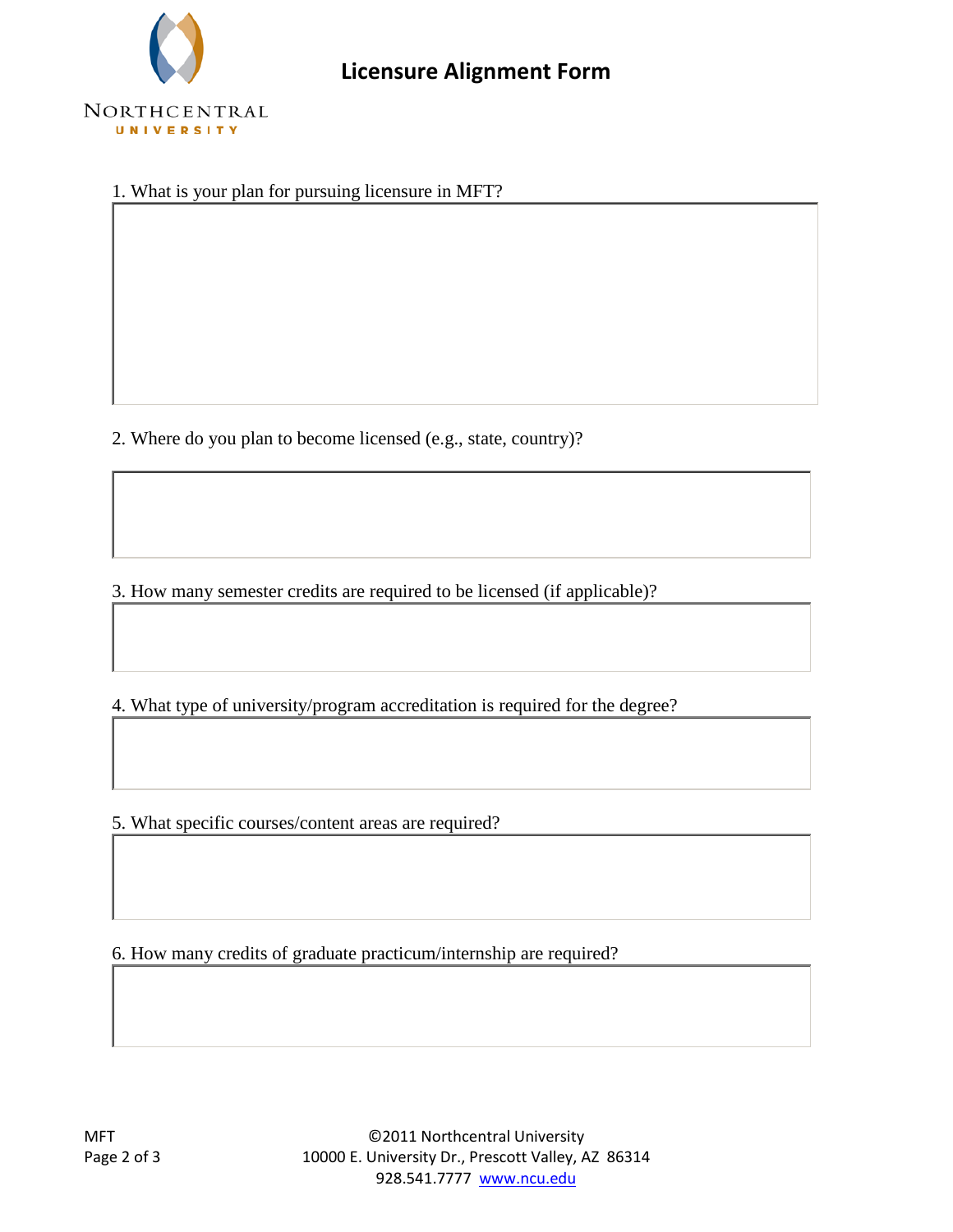## Licensure Alignment Form

1. What is your plan for pursuing licensure in MFT?

2. Where do you plan to become licensed (e.g., state, country)?

3. How many semester credits are required to be licensed (if applicable)?

4. What type of university/program accreditation is required for the degree?

5. What specific courses/content areas are required?

6. How many credits of graduate practicum/internship are required?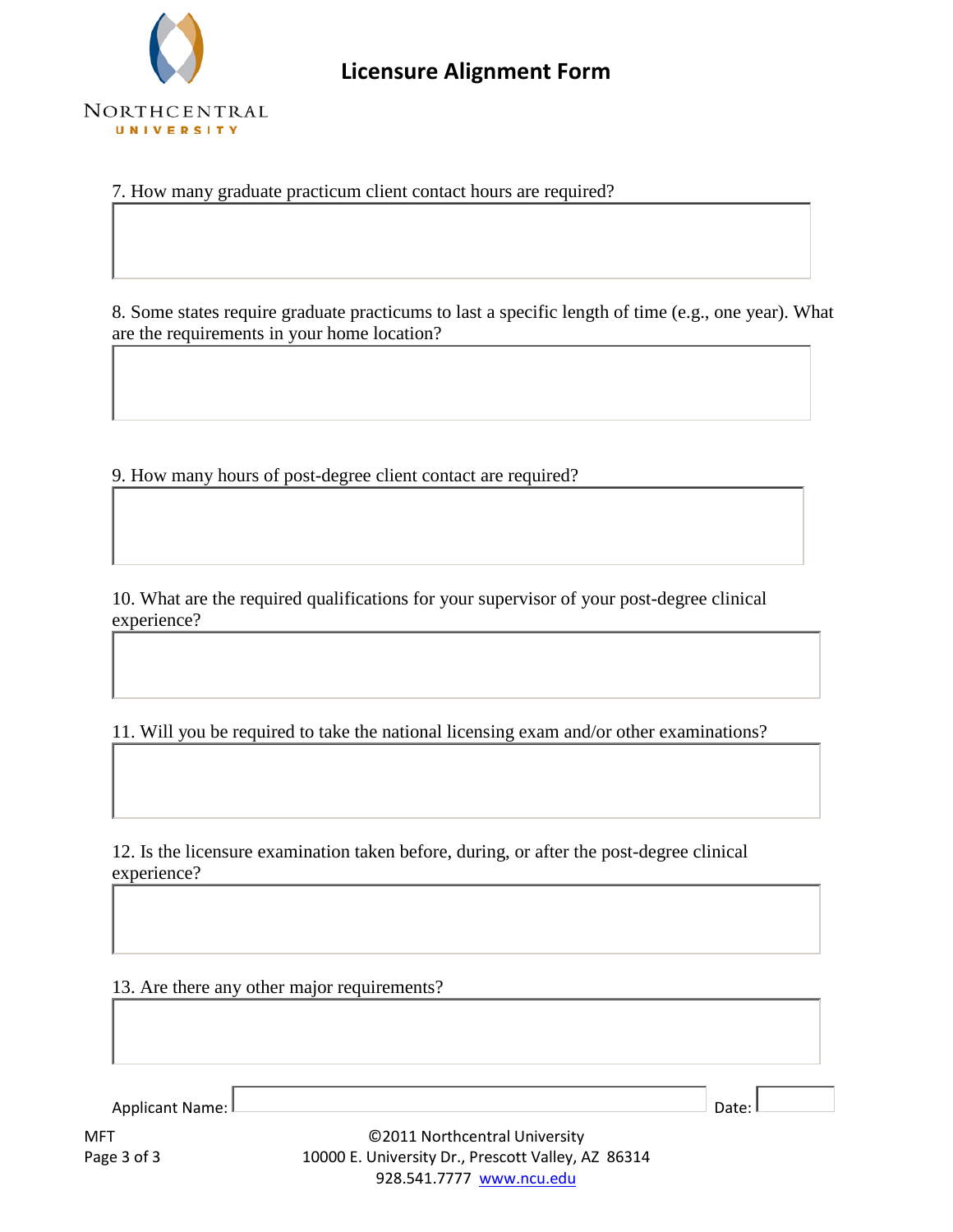# Licensure Alignment Form

7. How many graduate practicum client contact hours are required?

8. Some states require graduate practicums to last a specific length of time (e.g., one year). What are the requirements in your home location?

9. How many hours of post-degree client contact are required?

10. What are the required qualifications for your supervisor of your post-degree clinical experience?

11. Will you be required to take the national licensing exam and/or other examinations?

12. Is the licensure examination taken before, during, or after the post-degree clinical experience?

13. Are there any other major requirements?

Applicant Name: Date:

MFT

©2011 Northcentral University
10000 E. University Dr., Prescott Valley, AZ 86314
928.541.7777 www.ncu.edu